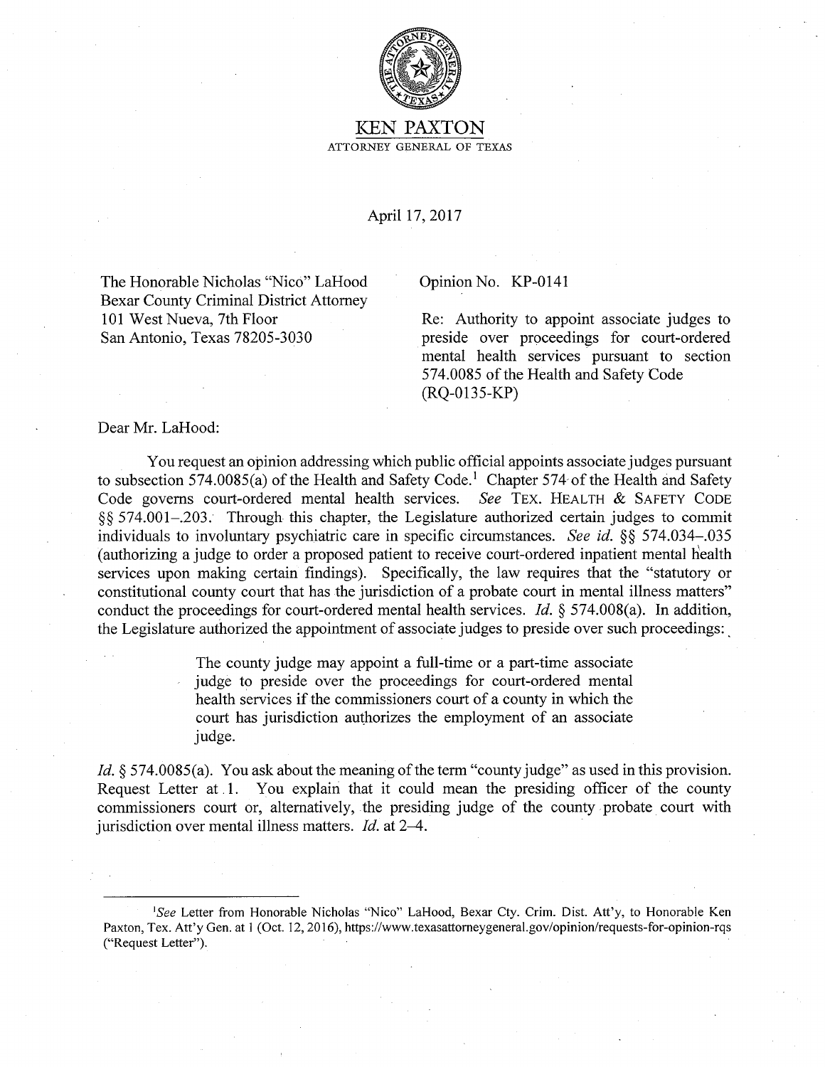KEN PAXTON

ATTORNEY GENERAL OF TEXAS

April 17, 2017

The Honorable Nicholas "Nico" LaHood
Bexar County Criminal District Attorney
101 West Nueva, 7th Floor
San Antonio, Texas 78205-3030

Opinion No. KP-0141

Re: Authority to appoint associate judges to preside over proceedings for court-ordered mental health services pursuant to section 574.0085 of the Health and Safety Code (RQ-0135-KP)

Dear Mr. LaHood:

You request an opinion addressing which public official appoints associate judges pursuant to subsection 574.0085(a) of the Health and Safety Code.[1] Chapter 574 of the Health and Safety Code governs court-ordered mental health services. *See* TEX. HEALTH & SAFETY CODE §§ 574.001–.203. Through this chapter, the Legislature authorized certain judges to commit individuals to involuntary psychiatric care in specific circumstances. *See id.* §§ 574.034–.035 (authorizing a judge to order a proposed patient to receive court-ordered inpatient mental health services upon making certain findings). Specifically, the law requires that the "statutory or constitutional county court that has the jurisdiction of a probate court in mental illness matters" conduct the proceedings for court-ordered mental health services. *Id.* § 574.008(a). In addition, the Legislature authorized the appointment of associate judges to preside over such proceedings:

> The county judge may appoint a full-time or a part-time associate judge to preside over the proceedings for court-ordered mental health services if the commissioners court of a county in which the court has jurisdiction authorizes the employment of an associate judge.

*Id.* § 574.0085(a). You ask about the meaning of the term "county judge" as used in this provision. Request Letter at 1. You explain that it could mean the presiding officer of the county commissioners court or, alternatively, the presiding judge of the county probate court with jurisdiction over mental illness matters. *Id.* at 2–4.

---

[1] *See* Letter from Honorable Nicholas "Nico" LaHood, Bexar Cty. Crim. Dist. Att'y, to Honorable Ken Paxton, Tex. Att'y Gen. at 1 (Oct. 12, 2016), https://www.texasattorneygeneral.gov/opinion/requests-for-opinion-rqs ("Request Letter").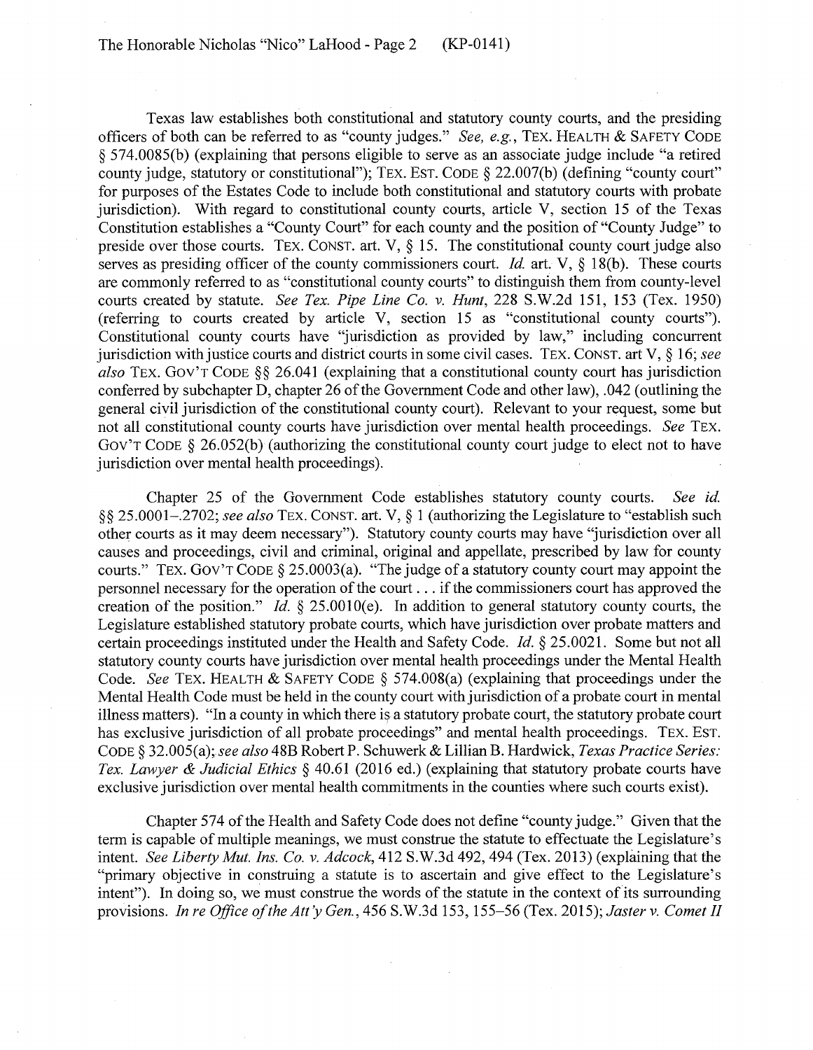Texas law establishes both constitutional and statutory county courts, and the presiding officers of both can be referred to as "county judges." *See, e.g.*, TEX. HEALTH & SAFETY CODE § 574.0085(b) (explaining that persons eligible to serve as an associate judge include "a retired county judge, statutory or constitutional"); TEX. EST. CODE § 22.007(b) (defining "county court" for purposes of the Estates Code to include both constitutional and statutory courts with probate jurisdiction). With regard to constitutional county courts, article V, section 15 of the Texas Constitution establishes a "County Court" for each county and the position of "County Judge" to preside over those courts. TEX. CONST. art. V, § 15. The constitutional county court judge also serves as presiding officer of the county commissioners court. *Id.* art. V, § 18(b). These courts are commonly referred to as "constitutional county courts" to distinguish them from county-level courts created by statute. *See Tex. Pipe Line Co. v. Hunt*, 228 S.W.2d 151, 153 (Tex. 1950) (referring to courts created by article V, section 15 as "constitutional county courts"). Constitutional county courts have "jurisdiction as provided by law," including concurrent jurisdiction with justice courts and district courts in some civil cases. TEX. CONST. art V, § 16; *see also* TEX. GOV'T CODE §§ 26.041 (explaining that a constitutional county court has jurisdiction conferred by subchapter D, chapter 26 of the Government Code and other law), .042 (outlining the general civil jurisdiction of the constitutional county court). Relevant to your request, some but not all constitutional county courts have jurisdiction over mental health proceedings. *See* TEX. GOV'T CODE § 26.052(b) (authorizing the constitutional county court judge to elect not to have jurisdiction over mental health proceedings).

Chapter 25 of the Government Code establishes statutory county courts. *See id.* §§ 25.0001–.2702; *see also* TEX. CONST. art. V, § 1 (authorizing the Legislature to "establish such other courts as it may deem necessary"). Statutory county courts may have "jurisdiction over all causes and proceedings, civil and criminal, original and appellate, prescribed by law for county courts." TEX. GOV'T CODE § 25.0003(a). "The judge of a statutory county court may appoint the personnel necessary for the operation of the court . . . if the commissioners court has approved the creation of the position." *Id.* § 25.0010(e). In addition to general statutory county courts, the Legislature established statutory probate courts, which have jurisdiction over probate matters and certain proceedings instituted under the Health and Safety Code. *Id.* § 25.0021. Some but not all statutory county courts have jurisdiction over mental health proceedings under the Mental Health Code. *See* TEX. HEALTH & SAFETY CODE § 574.008(a) (explaining that proceedings under the Mental Health Code must be held in the county court with jurisdiction of a probate court in mental illness matters). "In a county in which there is a statutory probate court, the statutory probate court has exclusive jurisdiction of all probate proceedings" and mental health proceedings. TEX. EST. CODE § 32.005(a); *see also* 48B Robert P. Schuwerk & Lillian B. Hardwick, *Texas Practice Series: Tex. Lawyer & Judicial Ethics* § 40.61 (2016 ed.) (explaining that statutory probate courts have exclusive jurisdiction over mental health commitments in the counties where such courts exist).

Chapter 574 of the Health and Safety Code does not define "county judge." Given that the term is capable of multiple meanings, we must construe the statute to effectuate the Legislature's intent. *See Liberty Mut. Ins. Co. v. Adcock*, 412 S.W.3d 492, 494 (Tex. 2013) (explaining that the "primary objective in construing a statute is to ascertain and give effect to the Legislature's intent"). In doing so, we must construe the words of the statute in the context of its surrounding provisions. *In re Office of the Att'y Gen.*, 456 S.W.3d 153, 155–56 (Tex. 2015); *Jaster v. Comet II*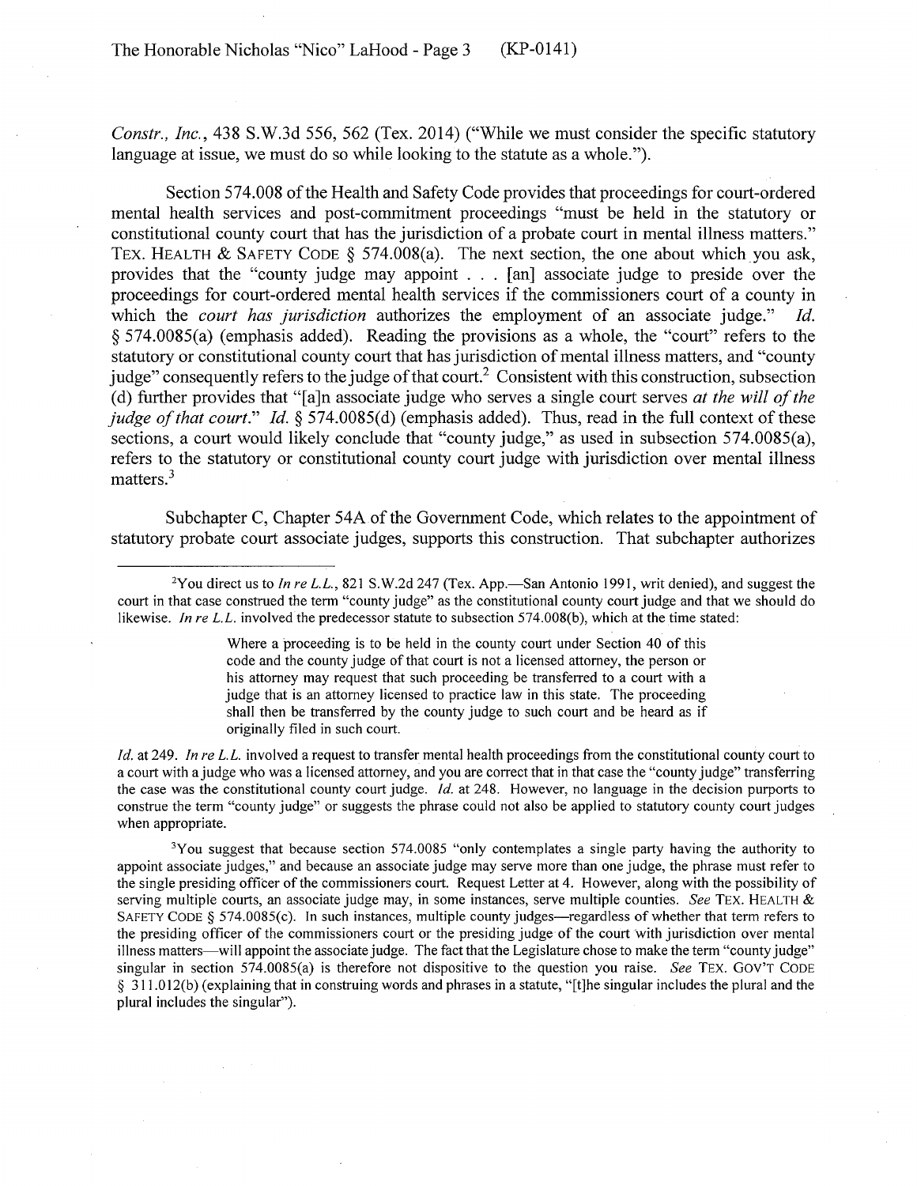*Constr., Inc.*, 438 S.W.3d 556, 562 (Tex. 2014) ("While we must consider the specific statutory language at issue, we must do so while looking to the statute as a whole.").

Section 574.008 of the Health and Safety Code provides that proceedings for court-ordered mental health services and post-commitment proceedings "must be held in the statutory or constitutional county court that has the jurisdiction of a probate court in mental illness matters." TEX. HEALTH & SAFETY CODE § 574.008(a). The next section, the one about which you ask, provides that the "county judge may appoint . . . [an] associate judge to preside over the proceedings for court-ordered mental health services if the commissioners court of a county in which the *court has jurisdiction* authorizes the employment of an associate judge." *Id.* § 574.0085(a) (emphasis added). Reading the provisions as a whole, the "court" refers to the statutory or constitutional county court that has jurisdiction of mental illness matters, and "county judge" consequently refers to the judge of that court.[2] Consistent with this construction, subsection (d) further provides that "[a]n associate judge who serves a single court serves *at the will of the judge of that court*." *Id.* § 574.0085(d) (emphasis added). Thus, read in the full context of these sections, a court would likely conclude that "county judge," as used in subsection 574.0085(a), refers to the statutory or constitutional county court judge with jurisdiction over mental illness matters.[3]

Subchapter C, Chapter 54A of the Government Code, which relates to the appointment of statutory probate court associate judges, supports this construction. That subchapter authorizes

---

[2]You direct us to *In re L.L.*, 821 S.W.2d 247 (Tex. App.—San Antonio 1991, writ denied), and suggest the court in that case construed the term "county judge" as the constitutional county court judge and that we should do likewise. *In re L.L.* involved the predecessor statute to subsection 574.008(b), which at the time stated:

> Where a proceeding is to be held in the county court under Section 40 of this code and the county judge of that court is not a licensed attorney, the person or his attorney may request that such proceeding be transferred to a court with a judge that is an attorney licensed to practice law in this state. The proceeding shall then be transferred by the county judge to such court and be heard as if originally filed in such court.

*Id.* at 249. *In re L.L.* involved a request to transfer mental health proceedings from the constitutional county court to a court with a judge who was a licensed attorney, and you are correct that in that case the "county judge" transferring the case was the constitutional county court judge. *Id.* at 248. However, no language in the decision purports to construe the term "county judge" or suggests the phrase could not also be applied to statutory county court judges when appropriate.

[3]You suggest that because section 574.0085 "only contemplates a single party having the authority to appoint associate judges," and because an associate judge may serve more than one judge, the phrase must refer to the single presiding officer of the commissioners court. Request Letter at 4. However, along with the possibility of serving multiple courts, an associate judge may, in some instances, serve multiple counties. *See* TEX. HEALTH & SAFETY CODE § 574.0085(c). In such instances, multiple county judges—regardless of whether that term refers to the presiding officer of the commissioners court or the presiding judge of the court with jurisdiction over mental illness matters—will appoint the associate judge. The fact that the Legislature chose to make the term "county judge" singular in section 574.0085(a) is therefore not dispositive to the question you raise. *See* TEX. GOV'T CODE § 311.012(b) (explaining that in construing words and phrases in a statute, "[t]he singular includes the plural and the plural includes the singular").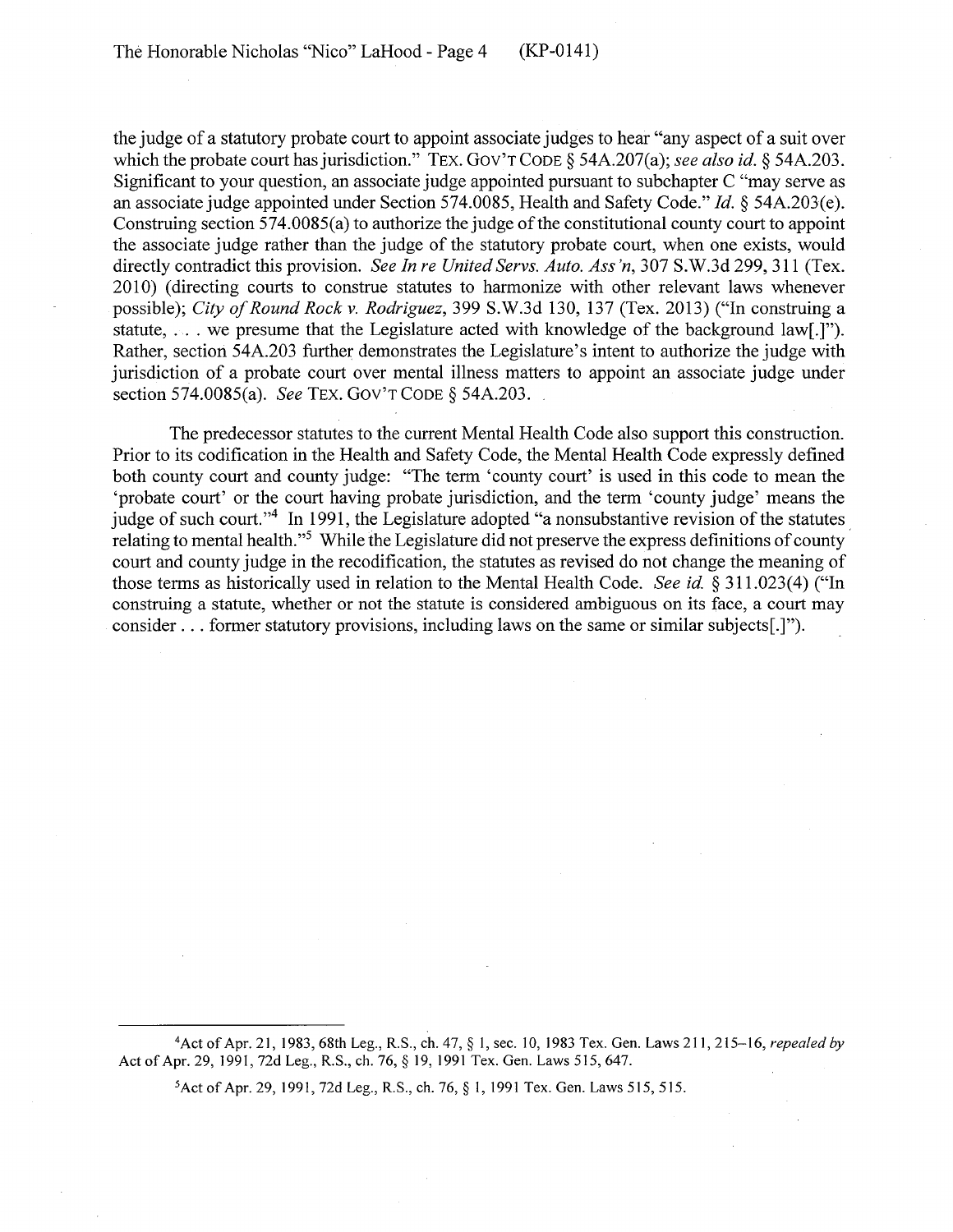the judge of a statutory probate court to appoint associate judges to hear "any aspect of a suit over which the probate court has jurisdiction." TEX. GOV'T CODE § 54A.207(a); *see also id.* § 54A.203. Significant to your question, an associate judge appointed pursuant to subchapter C "may serve as an associate judge appointed under Section 574.0085, Health and Safety Code." *Id.* § 54A.203(e). Construing section 574.0085(a) to authorize the judge of the constitutional county court to appoint the associate judge rather than the judge of the statutory probate court, when one exists, would directly contradict this provision. *See In re United Servs. Auto. Ass'n*, 307 S.W.3d 299, 311 (Tex. 2010) (directing courts to construe statutes to harmonize with other relevant laws whenever possible); *City of Round Rock v. Rodriguez*, 399 S.W.3d 130, 137 (Tex. 2013) ("In construing a statute, . . . we presume that the Legislature acted with knowledge of the background law[.]"). Rather, section 54A.203 further demonstrates the Legislature's intent to authorize the judge with jurisdiction of a probate court over mental illness matters to appoint an associate judge under section 574.0085(a). *See* TEX. GOV'T CODE § 54A.203.

The predecessor statutes to the current Mental Health Code also support this construction. Prior to its codification in the Health and Safety Code, the Mental Health Code expressly defined both county court and county judge: "The term 'county court' is used in this code to mean the 'probate court' or the court having probate jurisdiction, and the term 'county judge' means the judge of such court."[4] In 1991, the Legislature adopted "a nonsubstantive revision of the statutes relating to mental health."[5] While the Legislature did not preserve the express definitions of county court and county judge in the recodification, the statutes as revised do not change the meaning of those terms as historically used in relation to the Mental Health Code. *See id.* § 311.023(4) ("In construing a statute, whether or not the statute is considered ambiguous on its face, a court may consider . . . former statutory provisions, including laws on the same or similar subjects[.]").

---

[4]Act of Apr. 21, 1983, 68th Leg., R.S., ch. 47, § 1, sec. 10, 1983 Tex. Gen. Laws 211, 215–16, *repealed by* Act of Apr. 29, 1991, 72d Leg., R.S., ch. 76, § 19, 1991 Tex. Gen. Laws 515, 647.

[5]Act of Apr. 29, 1991, 72d Leg., R.S., ch. 76, § 1, 1991 Tex. Gen. Laws 515, 515.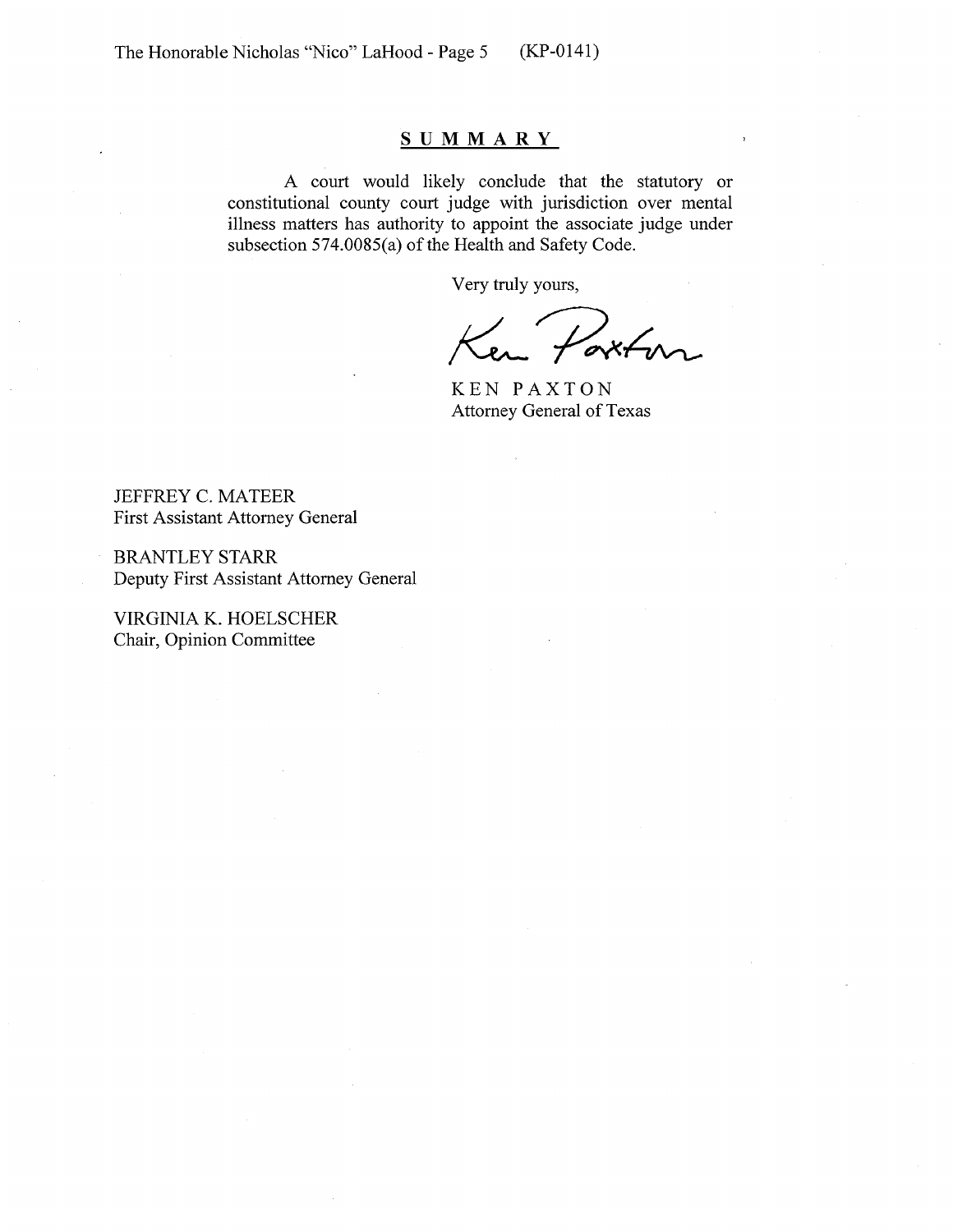## SUMMARY

A court would likely conclude that the statutory or constitutional county court judge with jurisdiction over mental illness matters has authority to appoint the associate judge under subsection 574.0085(a) of the Health and Safety Code.

Very truly yours,

KEN PAXTON
Attorney General of Texas

JEFFREY C. MATEER
First Assistant Attorney General

BRANTLEY STARR
Deputy First Assistant Attorney General

VIRGINIA K. HOELSCHER
Chair, Opinion Committee